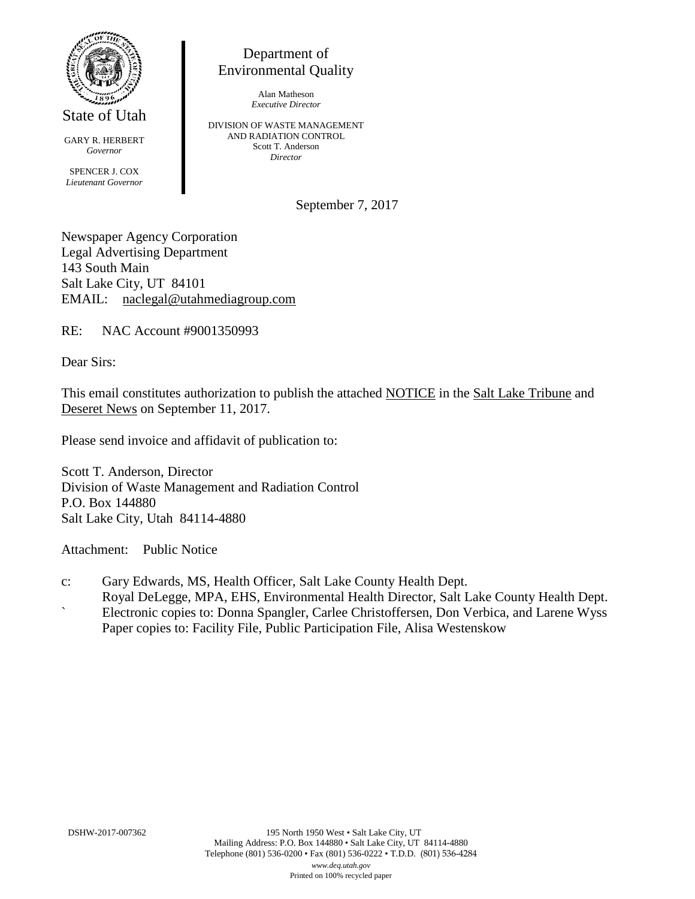State of Utah

GARY R. HERBERT
*Governor*

SPENCER J. COX
*Lieutenant Governor*

Department of
Environmental Quality

Alan Matheson
*Executive Director*

DIVISION OF WASTE MANAGEMENT
AND RADIATION CONTROL
Scott T. Anderson
*Director*

September 7, 2017

Newspaper Agency Corporation
Legal Advertising Department
143 South Main
Salt Lake City, UT 84101
EMAIL: naclegal@utahmediagroup.com

RE: NAC Account #9001350993

Dear Sirs:

This email constitutes authorization to publish the attached NOTICE in the Salt Lake Tribune and Deseret News on September 11, 2017.

Please send invoice and affidavit of publication to:

Scott T. Anderson, Director
Division of Waste Management and Radiation Control
P.O. Box 144880
Salt Lake City, Utah 84114-4880

Attachment: Public Notice

c: Gary Edwards, MS, Health Officer, Salt Lake County Health Dept.
Royal DeLegge, MPA, EHS, Environmental Health Director, Salt Lake County Health Dept.
Electronic copies to: Donna Spangler, Carlee Christoffersen, Don Verbica, and Larene Wyss
Paper copies to: Facility File, Public Participation File, Alisa Westenskow

DSHW-2017-007362

195 North 1950 West • Salt Lake City, UT
Mailing Address: P.O. Box 144880 • Salt Lake City, UT 84114-4880
Telephone (801) 536-0200 • Fax (801) 536-0222 • T.D.D. (801) 536-4284
*www.deq.utah.gov*
Printed on 100% recycled paper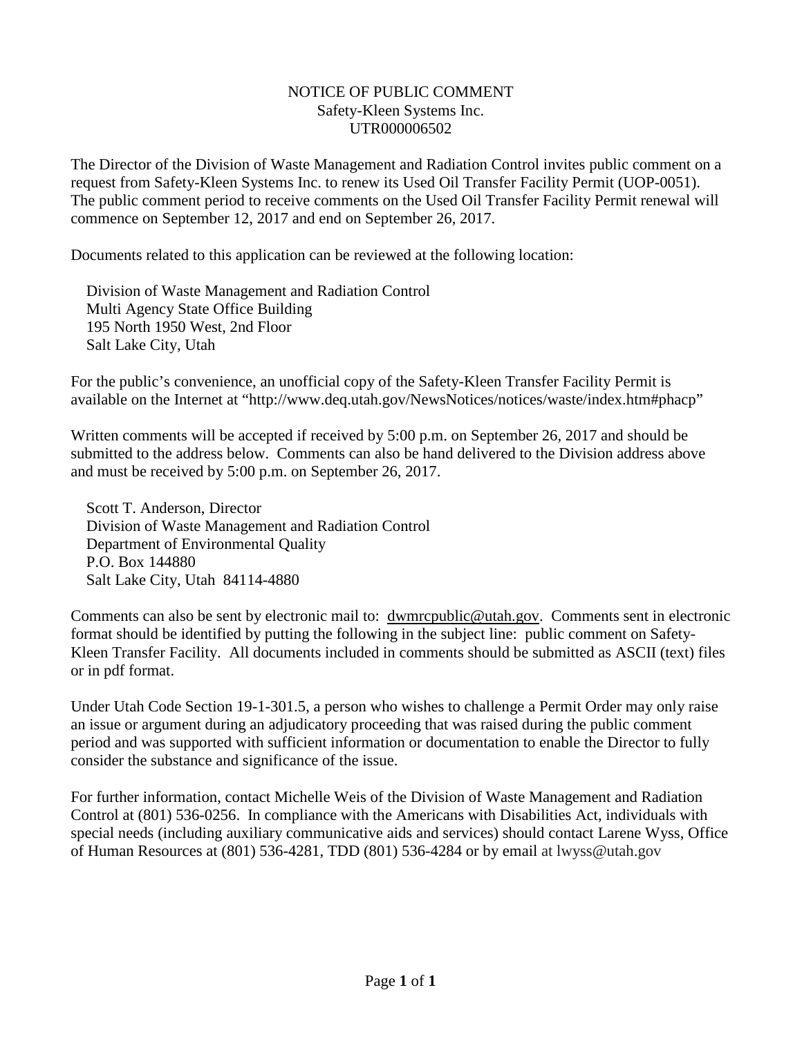NOTICE OF PUBLIC COMMENT
Safety-Kleen Systems Inc.
UTR000006502

The Director of the Division of Waste Management and Radiation Control invites public comment on a request from Safety-Kleen Systems Inc. to renew its Used Oil Transfer Facility Permit (UOP-0051). The public comment period to receive comments on the Used Oil Transfer Facility Permit renewal will commence on September 12, 2017 and end on September 26, 2017.

Documents related to this application can be reviewed at the following location:

Division of Waste Management and Radiation Control
Multi Agency State Office Building
195 North 1950 West, 2nd Floor
Salt Lake City, Utah

For the public's convenience, an unofficial copy of the Safety-Kleen Transfer Facility Permit is available on the Internet at "http://www.deq.utah.gov/NewsNotices/notices/waste/index.htm#phacp"

Written comments will be accepted if received by 5:00 p.m. on September 26, 2017 and should be submitted to the address below. Comments can also be hand delivered to the Division address above and must be received by 5:00 p.m. on September 26, 2017.

Scott T. Anderson, Director
Division of Waste Management and Radiation Control
Department of Environmental Quality
P.O. Box 144880
Salt Lake City, Utah 84114-4880

Comments can also be sent by electronic mail to: dwmrcpublic@utah.gov. Comments sent in electronic format should be identified by putting the following in the subject line: public comment on Safety-Kleen Transfer Facility. All documents included in comments should be submitted as ASCII (text) files or in pdf format.

Under Utah Code Section 19-1-301.5, a person who wishes to challenge a Permit Order may only raise an issue or argument during an adjudicatory proceeding that was raised during the public comment period and was supported with sufficient information or documentation to enable the Director to fully consider the substance and significance of the issue.

For further information, contact Michelle Weis of the Division of Waste Management and Radiation Control at (801) 536-0256. In compliance with the Americans with Disabilities Act, individuals with special needs (including auxiliary communicative aids and services) should contact Larene Wyss, Office of Human Resources at (801) 536-4281, TDD (801) 536-4284 or by email at lwyss@utah.gov